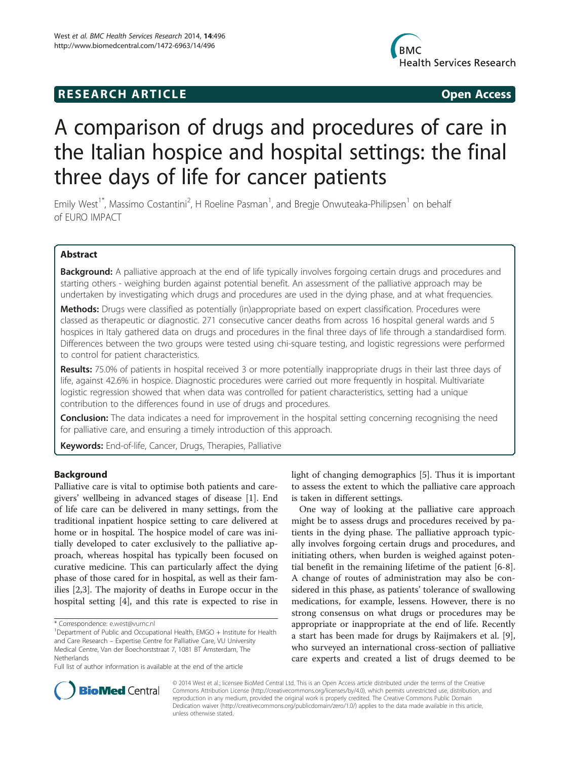**RESEARCH ARTICLE** **Open Access**

# A comparison of drugs and procedures of care in the Italian hospice and hospital settings: the final three days of life for cancer patients

Emily West[1*], Massimo Costantini[2], H Roeline Pasman[1], and Bregje Onwuteaka-Philipsen[1] on behalf of EURO IMPACT

## Abstract

**Background:** A palliative approach at the end of life typically involves forgoing certain drugs and procedures and starting others - weighing burden against potential benefit. An assessment of the palliative approach may be undertaken by investigating which drugs and procedures are used in the dying phase, and at what frequencies.

**Methods:** Drugs were classified as potentially (in)appropriate based on expert classification. Procedures were classed as therapeutic or diagnostic. 271 consecutive cancer deaths from across 16 hospital general wards and 5 hospices in Italy gathered data on drugs and procedures in the final three days of life through a standardised form. Differences between the two groups were tested using chi-square testing, and logistic regressions were performed to control for patient characteristics.

**Results:** 75.0% of patients in hospital received 3 or more potentially inappropriate drugs in their last three days of life, against 42.6% in hospice. Diagnostic procedures were carried out more frequently in hospital. Multivariate logistic regression showed that when data was controlled for patient characteristics, setting had a unique contribution to the differences found in use of drugs and procedures.

**Conclusion:** The data indicates a need for improvement in the hospital setting concerning recognising the need for palliative care, and ensuring a timely introduction of this approach.

**Keywords:** End-of-life, Cancer, Drugs, Therapies, Palliative

## Background

Palliative care is vital to optimise both patients and caregivers' wellbeing in advanced stages of disease [1]. End of life care can be delivered in many settings, from the traditional inpatient hospice setting to care delivered at home or in hospital. The hospice model of care was initially developed to cater exclusively to the palliative approach, whereas hospital has typically been focused on curative medicine. This can particularly affect the dying phase of those cared for in hospital, as well as their families [2,3]. The majority of deaths in Europe occur in the hospital setting [4], and this rate is expected to rise in light of changing demographics [5]. Thus it is important to assess the extent to which the palliative care approach is taken in different settings.

One way of looking at the palliative care approach might be to assess drugs and procedures received by patients in the dying phase. The palliative approach typically involves forgoing certain drugs and procedures, and initiating others, when burden is weighed against potential benefit in the remaining lifetime of the patient [6-8]. A change of routes of administration may also be considered in this phase, as patients' tolerance of swallowing medications, for example, lessens. However, there is no strong consensus on what drugs or procedures may be appropriate or inappropriate at the end of life. Recently a start has been made for drugs by Raijmakers et al. [9], who surveyed an international cross-section of palliative care experts and created a list of drugs deemed to be

\* Correspondence: e.west@vumc.nl

[1]Department of Public and Occupational Health, EMGO + Institute for Health and Care Research – Expertise Centre for Palliative Care, VU University Medical Centre, Van der Boechorststraat 7, 1081 BT Amsterdam, The Netherlands

Full list of author information is available at the end of the article

© 2014 West et al.; licensee BioMed Central Ltd. This is an Open Access article distributed under the terms of the Creative Commons Attribution License (http://creativecommons.org/licenses/by/4.0), which permits unrestricted use, distribution, and reproduction in any medium, provided the original work is properly credited. The Creative Commons Public Domain Dedication waiver (http://creativecommons.org/publicdomain/zero/1.0/) applies to the data made available in this article, unless otherwise stated.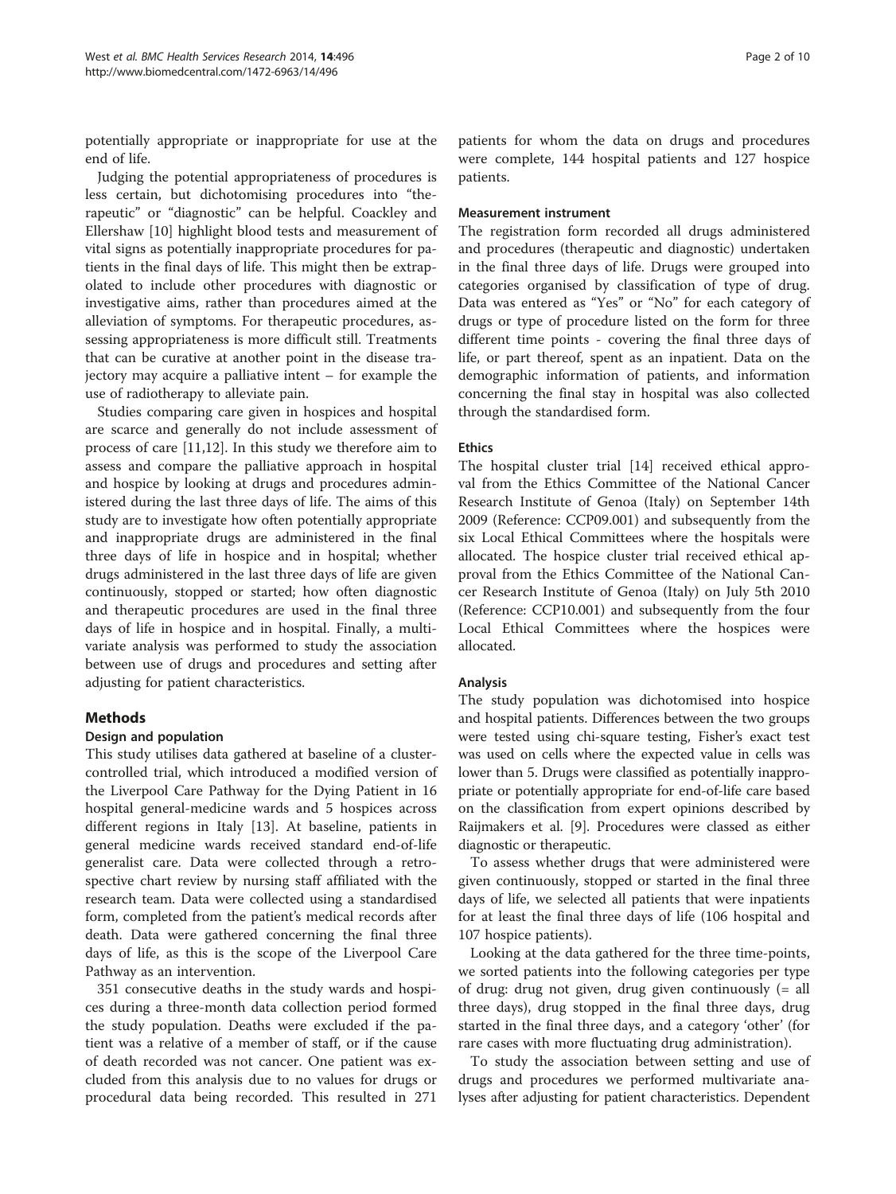potentially appropriate or inappropriate for use at the end of life.

Judging the potential appropriateness of procedures is less certain, but dichotomising procedures into "therapeutic" or "diagnostic" can be helpful. Coackley and Ellershaw [10] highlight blood tests and measurement of vital signs as potentially inappropriate procedures for patients in the final days of life. This might then be extrapolated to include other procedures with diagnostic or investigative aims, rather than procedures aimed at the alleviation of symptoms. For therapeutic procedures, assessing appropriateness is more difficult still. Treatments that can be curative at another point in the disease trajectory may acquire a palliative intent – for example the use of radiotherapy to alleviate pain.

Studies comparing care given in hospices and hospital are scarce and generally do not include assessment of process of care [11,12]. In this study we therefore aim to assess and compare the palliative approach in hospital and hospice by looking at drugs and procedures administered during the last three days of life. The aims of this study are to investigate how often potentially appropriate and inappropriate drugs are administered in the final three days of life in hospice and in hospital; whether drugs administered in the last three days of life are given continuously, stopped or started; how often diagnostic and therapeutic procedures are used in the final three days of life in hospice and in hospital. Finally, a multivariate analysis was performed to study the association between use of drugs and procedures and setting after adjusting for patient characteristics.

## Methods

### Design and population

This study utilises data gathered at baseline of a cluster-controlled trial, which introduced a modified version of the Liverpool Care Pathway for the Dying Patient in 16 hospital general-medicine wards and 5 hospices across different regions in Italy [13]. At baseline, patients in general medicine wards received standard end-of-life generalist care. Data were collected through a retrospective chart review by nursing staff affiliated with the research team. Data were collected using a standardised form, completed from the patient's medical records after death. Data were gathered concerning the final three days of life, as this is the scope of the Liverpool Care Pathway as an intervention.

351 consecutive deaths in the study wards and hospices during a three-month data collection period formed the study population. Deaths were excluded if the patient was a relative of a member of staff, or if the cause of death recorded was not cancer. One patient was excluded from this analysis due to no values for drugs or procedural data being recorded. This resulted in 271 patients for whom the data on drugs and procedures were complete, 144 hospital patients and 127 hospice patients.

### Measurement instrument

The registration form recorded all drugs administered and procedures (therapeutic and diagnostic) undertaken in the final three days of life. Drugs were grouped into categories organised by classification of type of drug. Data was entered as "Yes" or "No" for each category of drugs or type of procedure listed on the form for three different time points - covering the final three days of life, or part thereof, spent as an inpatient. Data on the demographic information of patients, and information concerning the final stay in hospital was also collected through the standardised form.

### Ethics

The hospital cluster trial [14] received ethical approval from the Ethics Committee of the National Cancer Research Institute of Genoa (Italy) on September 14th 2009 (Reference: CCP09.001) and subsequently from the six Local Ethical Committees where the hospitals were allocated. The hospice cluster trial received ethical approval from the Ethics Committee of the National Cancer Research Institute of Genoa (Italy) on July 5th 2010 (Reference: CCP10.001) and subsequently from the four Local Ethical Committees where the hospices were allocated.

### Analysis

The study population was dichotomised into hospice and hospital patients. Differences between the two groups were tested using chi-square testing, Fisher's exact test was used on cells where the expected value in cells was lower than 5. Drugs were classified as potentially inappropriate or potentially appropriate for end-of-life care based on the classification from expert opinions described by Raijmakers et al. [9]. Procedures were classed as either diagnostic or therapeutic.

To assess whether drugs that were administered were given continuously, stopped or started in the final three days of life, we selected all patients that were inpatients for at least the final three days of life (106 hospital and 107 hospice patients).

Looking at the data gathered for the three time-points, we sorted patients into the following categories per type of drug: drug not given, drug given continuously (= all three days), drug stopped in the final three days, drug started in the final three days, and a category 'other' (for rare cases with more fluctuating drug administration).

To study the association between setting and use of drugs and procedures we performed multivariate analyses after adjusting for patient characteristics. Dependent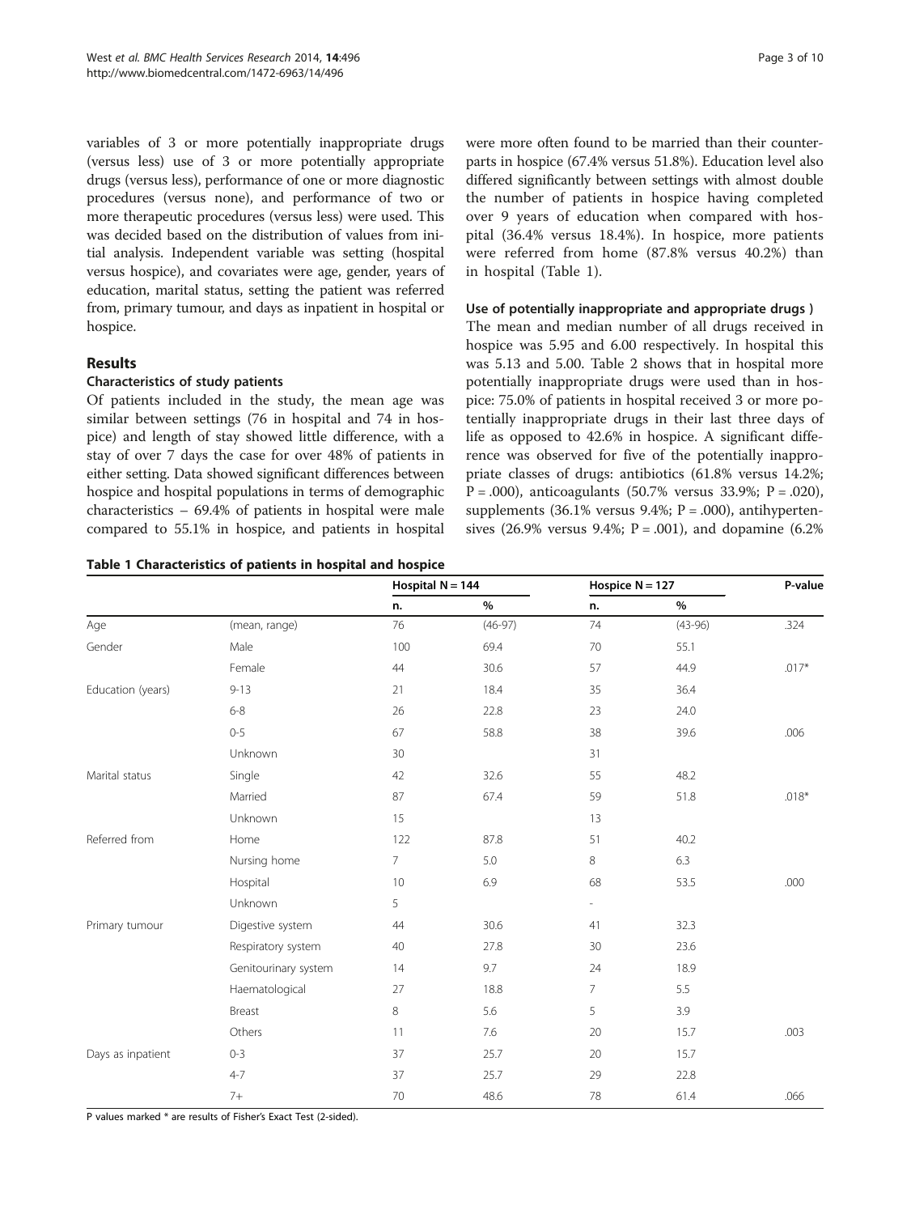variables of 3 or more potentially inappropriate drugs (versus less) use of 3 or more potentially appropriate drugs (versus less), performance of one or more diagnostic procedures (versus none), and performance of two or more therapeutic procedures (versus less) were used. This was decided based on the distribution of values from initial analysis. Independent variable was setting (hospital versus hospice), and covariates were age, gender, years of education, marital status, setting the patient was referred from, primary tumour, and days as inpatient in hospital or hospice.

## Results

### Characteristics of study patients

Of patients included in the study, the mean age was similar between settings (76 in hospital and 74 in hospice) and length of stay showed little difference, with a stay of over 7 days the case for over 48% of patients in either setting. Data showed significant differences between hospice and hospital populations in terms of demographic characteristics – 69.4% of patients in hospital were male compared to 55.1% in hospice, and patients in hospital were more often found to be married than their counterparts in hospice (67.4% versus 51.8%). Education level also differed significantly between settings with almost double the number of patients in hospice having completed over 9 years of education when compared with hospital (36.4% versus 18.4%). In hospice, more patients were referred from home (87.8% versus 40.2%) than in hospital (Table 1).

### Use of potentially inappropriate and appropriate drugs )

The mean and median number of all drugs received in hospice was 5.95 and 6.00 respectively. In hospital this was 5.13 and 5.00. Table 2 shows that in hospital more potentially inappropriate drugs were used than in hospice: 75.0% of patients in hospital received 3 or more potentially inappropriate drugs in their last three days of life as opposed to 42.6% in hospice. A significant difference was observed for five of the potentially inappropriate classes of drugs: antibiotics (61.8% versus 14.2%; P = .000), anticoagulants (50.7% versus 33.9%; P = .020), supplements (36.1% versus 9.4%; P = .000), antihypertensives (26.9% versus 9.4%; P = .001), and dopamine (6.2%

**Table 1 Characteristics of patients in hospital and hospice**

| | | Hospital N = 144 | | Hospice N = 127 | | P-value |
|---|---|---|---|---|---|---|
| | | n. | % | n. | % | |
| Age | (mean, range) | 76 | (46-97) | 74 | (43-96) | .324 |
| Gender | Male | 100 | 69.4 | 70 | 55.1 | |
| | Female | 44 | 30.6 | 57 | 44.9 | .017* |
| Education (years) | 9-13 | 21 | 18.4 | 35 | 36.4 | |
| | 6-8 | 26 | 22.8 | 23 | 24.0 | |
| | 0-5 | 67 | 58.8 | 38 | 39.6 | .006 |
| | Unknown | 30 | | 31 | | |
| Marital status | Single | 42 | 32.6 | 55 | 48.2 | |
| | Married | 87 | 67.4 | 59 | 51.8 | .018* |
| | Unknown | 15 | | 13 | | |
| Referred from | Home | 122 | 87.8 | 51 | 40.2 | |
| | Nursing home | 7 | 5.0 | 8 | 6.3 | |
| | Hospital | 10 | 6.9 | 68 | 53.5 | .000 |
| | Unknown | 5 | | - | | |
| Primary tumour | Digestive system | 44 | 30.6 | 41 | 32.3 | |
| | Respiratory system | 40 | 27.8 | 30 | 23.6 | |
| | Genitourinary system | 14 | 9.7 | 24 | 18.9 | |
| | Haematological | 27 | 18.8 | 7 | 5.5 | |
| | Breast | 8 | 5.6 | 5 | 3.9 | |
| | Others | 11 | 7.6 | 20 | 15.7 | .003 |
| Days as inpatient | 0-3 | 37 | 25.7 | 20 | 15.7 | |
| | 4-7 | 37 | 25.7 | 29 | 22.8 | |
| | 7+ | 70 | 48.6 | 78 | 61.4 | .066 |

P values marked * are results of Fisher's Exact Test (2-sided).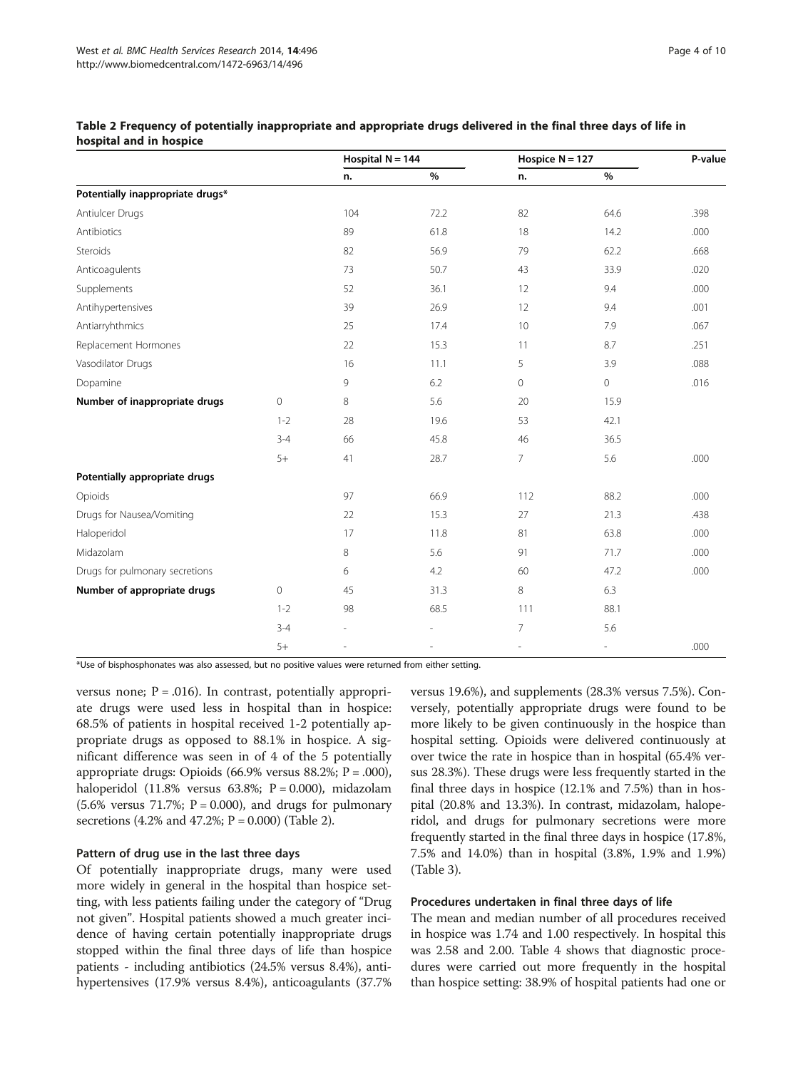**Table 2 Frequency of potentially inappropriate and appropriate drugs delivered in the final three days of life in hospital and in hospice**

| | | Hospital N = 144 | | Hospice N = 127 | | P-value |
|---|---|---|---|---|---|---|
| | | n. | % | n. | % | |
| **Potentially inappropriate drugs*** | | | | | | |
| Antiulcer Drugs | | 104 | 72.2 | 82 | 64.6 | .398 |
| Antibiotics | | 89 | 61.8 | 18 | 14.2 | .000 |
| Steroids | | 82 | 56.9 | 79 | 62.2 | .668 |
| Anticoagulents | | 73 | 50.7 | 43 | 33.9 | .020 |
| Supplements | | 52 | 36.1 | 12 | 9.4 | .000 |
| Antihypertensives | | 39 | 26.9 | 12 | 9.4 | .001 |
| Antiarryhthmics | | 25 | 17.4 | 10 | 7.9 | .067 |
| Replacement Hormones | | 22 | 15.3 | 11 | 8.7 | .251 |
| Vasodilator Drugs | | 16 | 11.1 | 5 | 3.9 | .088 |
| Dopamine | | 9 | 6.2 | 0 | 0 | .016 |
| **Number of inappropriate drugs** | 0 | 8 | 5.6 | 20 | 15.9 | |
| | 1-2 | 28 | 19.6 | 53 | 42.1 | |
| | 3-4 | 66 | 45.8 | 46 | 36.5 | |
| | 5+ | 41 | 28.7 | 7 | 5.6 | .000 |
| **Potentially appropriate drugs** | | | | | | |
| Opioids | | 97 | 66.9 | 112 | 88.2 | .000 |
| Drugs for Nausea/Vomiting | | 22 | 15.3 | 27 | 21.3 | .438 |
| Haloperidol | | 17 | 11.8 | 81 | 63.8 | .000 |
| Midazolam | | 8 | 5.6 | 91 | 71.7 | .000 |
| Drugs for pulmonary secretions | | 6 | 4.2 | 60 | 47.2 | .000 |
| **Number of appropriate drugs** | 0 | 45 | 31.3 | 8 | 6.3 | |
| | 1-2 | 98 | 68.5 | 111 | 88.1 | |
| | 3-4 | - | - | 7 | 5.6 | |
| | 5+ | - | - | - | - | .000 |

*Use of bisphosphonates was also assessed, but no positive values were returned from either setting.

versus none; P = .016). In contrast, potentially appropriate drugs were used less in hospital than in hospice: 68.5% of patients in hospital received 1-2 potentially appropriate drugs as opposed to 88.1% in hospice. A significant difference was seen in of 4 of the 5 potentially appropriate drugs: Opioids (66.9% versus 88.2%; P = .000), haloperidol (11.8% versus 63.8%; P = 0.000), midazolam (5.6% versus 71.7%; P = 0.000), and drugs for pulmonary secretions (4.2% and 47.2%; P = 0.000) (Table 2).

### Pattern of drug use in the last three days

Of potentially inappropriate drugs, many were used more widely in general in the hospital than hospice setting, with less patients failing under the category of "Drug not given". Hospital patients showed a much greater incidence of having certain potentially inappropriate drugs stopped within the final three days of life than hospice patients - including antibiotics (24.5% versus 8.4%), antihypertensives (17.9% versus 8.4%), anticoagulants (37.7% versus 19.6%), and supplements (28.3% versus 7.5%). Conversely, potentially appropriate drugs were found to be more likely to be given continuously in the hospice than hospital setting. Opioids were delivered continuously at over twice the rate in hospice than in hospital (65.4% versus 28.3%). These drugs were less frequently started in the final three days in hospice (12.1% and 7.5%) than in hospital (20.8% and 13.3%). In contrast, midazolam, haloperidol, and drugs for pulmonary secretions were more frequently started in the final three days in hospice (17.8%, 7.5% and 14.0%) than in hospital (3.8%, 1.9% and 1.9%) (Table 3).

### Procedures undertaken in final three days of life

The mean and median number of all procedures received in hospice was 1.74 and 1.00 respectively. In hospital this was 2.58 and 2.00. Table 4 shows that diagnostic procedures were carried out more frequently in the hospital than hospice setting: 38.9% of hospital patients had one or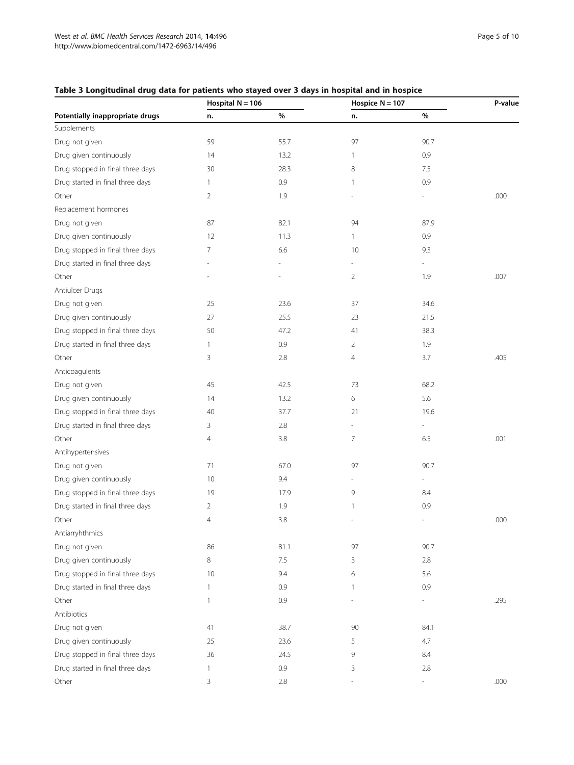**Table 3 Longitudinal drug data for patients who stayed over 3 days in hospital and in hospice**

| | Hospital N = 106 | | Hospice N = 107 | | P-value |
|---|---|---|---|---|---|
| **Potentially inappropriate drugs** | **n.** | **%** | **n.** | **%** | |
| Supplements | | | | | |
| Drug not given | 59 | 55.7 | 97 | 90.7 | |
| Drug given continuously | 14 | 13.2 | 1 | 0.9 | |
| Drug stopped in final three days | 30 | 28.3 | 8 | 7.5 | |
| Drug started in final three days | 1 | 0.9 | 1 | 0.9 | |
| Other | 2 | 1.9 | - | - | .000 |
| Replacement hormones | | | | | |
| Drug not given | 87 | 82.1 | 94 | 87.9 | |
| Drug given continuously | 12 | 11.3 | 1 | 0.9 | |
| Drug stopped in final three days | 7 | 6.6 | 10 | 9.3 | |
| Drug started in final three days | - | - | - | - | |
| Other | - | - | 2 | 1.9 | .007 |
| Antiulcer Drugs | | | | | |
| Drug not given | 25 | 23.6 | 37 | 34.6 | |
| Drug given continuously | 27 | 25.5 | 23 | 21.5 | |
| Drug stopped in final three days | 50 | 47.2 | 41 | 38.3 | |
| Drug started in final three days | 1 | 0.9 | 2 | 1.9 | |
| Other | 3 | 2.8 | 4 | 3.7 | .405 |
| Anticoagulents | | | | | |
| Drug not given | 45 | 42.5 | 73 | 68.2 | |
| Drug given continuously | 14 | 13.2 | 6 | 5.6 | |
| Drug stopped in final three days | 40 | 37.7 | 21 | 19.6 | |
| Drug started in final three days | 3 | 2.8 | - | - | |
| Other | 4 | 3.8 | 7 | 6.5 | .001 |
| Antihypertensives | | | | | |
| Drug not given | 71 | 67.0 | 97 | 90.7 | |
| Drug given continuously | 10 | 9.4 | - | - | |
| Drug stopped in final three days | 19 | 17.9 | 9 | 8.4 | |
| Drug started in final three days | 2 | 1.9 | 1 | 0.9 | |
| Other | 4 | 3.8 | - | - | .000 |
| Antiarryhthmics | | | | | |
| Drug not given | 86 | 81.1 | 97 | 90.7 | |
| Drug given continuously | 8 | 7.5 | 3 | 2.8 | |
| Drug stopped in final three days | 10 | 9.4 | 6 | 5.6 | |
| Drug started in final three days | 1 | 0.9 | 1 | 0.9 | |
| Other | 1 | 0.9 | - | - | .295 |
| Antibiotics | | | | | |
| Drug not given | 41 | 38.7 | 90 | 84.1 | |
| Drug given continuously | 25 | 23.6 | 5 | 4.7 | |
| Drug stopped in final three days | 36 | 24.5 | 9 | 8.4 | |
| Drug started in final three days | 1 | 0.9 | 3 | 2.8 | |
| Other | 3 | 2.8 | - | - | .000 |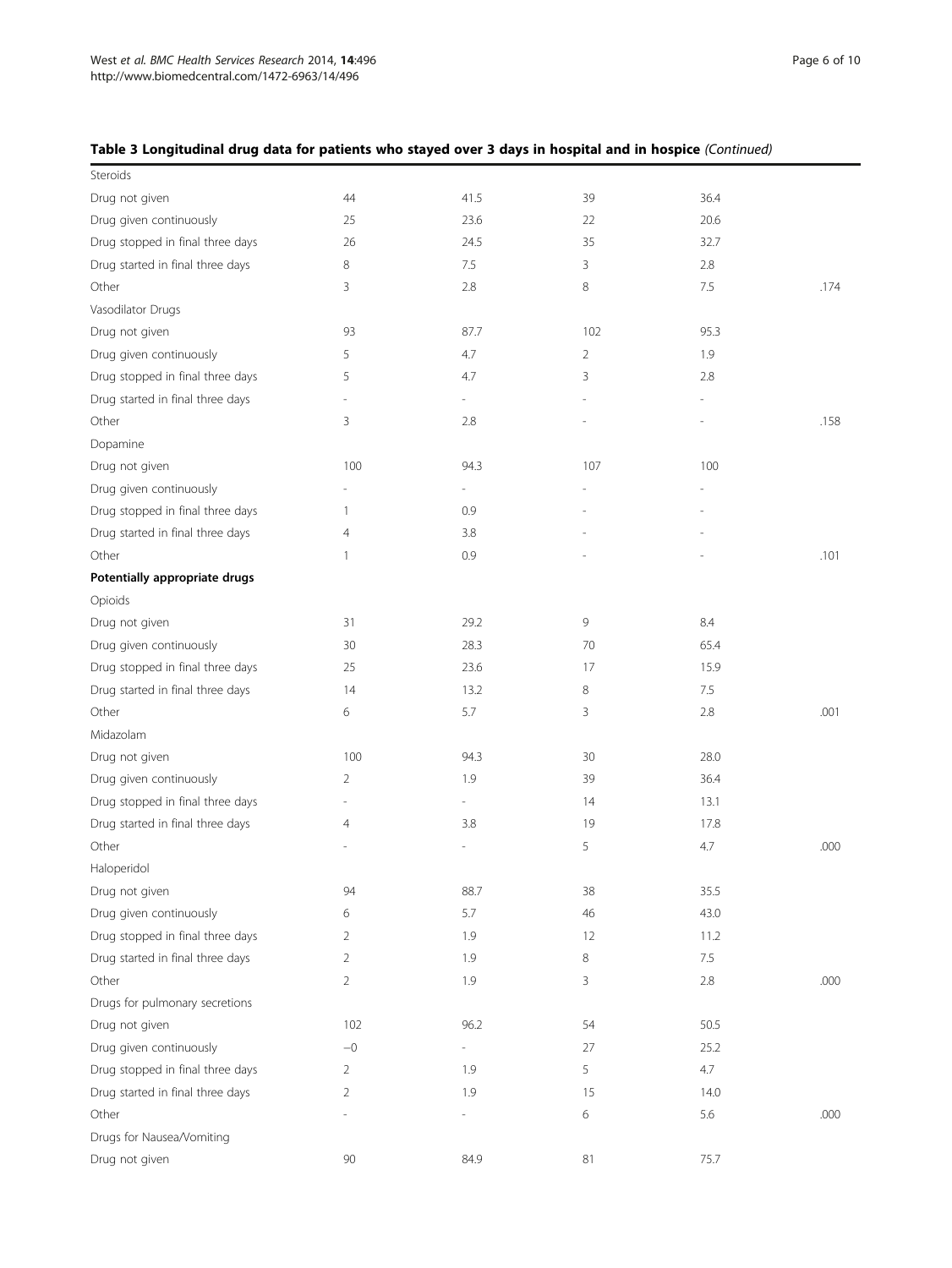**Table 3 Longitudinal drug data for patients who stayed over 3 days in hospital and in hospice** *(Continued)*

| | | | | | |
|---|---|---|---|---|---|
| Steroids | | | | | |
| Drug not given | 44 | 41.5 | 39 | 36.4 | |
| Drug given continuously | 25 | 23.6 | 22 | 20.6 | |
| Drug stopped in final three days | 26 | 24.5 | 35 | 32.7 | |
| Drug started in final three days | 8 | 7.5 | 3 | 2.8 | |
| Other | 3 | 2.8 | 8 | 7.5 | .174 |
| Vasodilator Drugs | | | | | |
| Drug not given | 93 | 87.7 | 102 | 95.3 | |
| Drug given continuously | 5 | 4.7 | 2 | 1.9 | |
| Drug stopped in final three days | 5 | 4.7 | 3 | 2.8 | |
| Drug started in final three days | - | - | - | - | |
| Other | 3 | 2.8 | - | - | .158 |
| Dopamine | | | | | |
| Drug not given | 100 | 94.3 | 107 | 100 | |
| Drug given continuously | - | - | - | - | |
| Drug stopped in final three days | 1 | 0.9 | - | - | |
| Drug started in final three days | 4 | 3.8 | - | - | |
| Other | 1 | 0.9 | - | - | .101 |
| **Potentially appropriate drugs** | | | | | |
| Opioids | | | | | |
| Drug not given | 31 | 29.2 | 9 | 8.4 | |
| Drug given continuously | 30 | 28.3 | 70 | 65.4 | |
| Drug stopped in final three days | 25 | 23.6 | 17 | 15.9 | |
| Drug started in final three days | 14 | 13.2 | 8 | 7.5 | |
| Other | 6 | 5.7 | 3 | 2.8 | .001 |
| Midazolam | | | | | |
| Drug not given | 100 | 94.3 | 30 | 28.0 | |
| Drug given continuously | 2 | 1.9 | 39 | 36.4 | |
| Drug stopped in final three days | - | - | 14 | 13.1 | |
| Drug started in final three days | 4 | 3.8 | 19 | 17.8 | |
| Other | - | - | 5 | 4.7 | .000 |
| Haloperidol | | | | | |
| Drug not given | 94 | 88.7 | 38 | 35.5 | |
| Drug given continuously | 6 | 5.7 | 46 | 43.0 | |
| Drug stopped in final three days | 2 | 1.9 | 12 | 11.2 | |
| Drug started in final three days | 2 | 1.9 | 8 | 7.5 | |
| Other | 2 | 1.9 | 3 | 2.8 | .000 |
| Drugs for pulmonary secretions | | | | | |
| Drug not given | 102 | 96.2 | 54 | 50.5 | |
| Drug given continuously | –0 | - | 27 | 25.2 | |
| Drug stopped in final three days | 2 | 1.9 | 5 | 4.7 | |
| Drug started in final three days | 2 | 1.9 | 15 | 14.0 | |
| Other | - | - | 6 | 5.6 | .000 |
| Drugs for Nausea/Vomiting | | | | | |
| Drug not given | 90 | 84.9 | 81 | 75.7 | |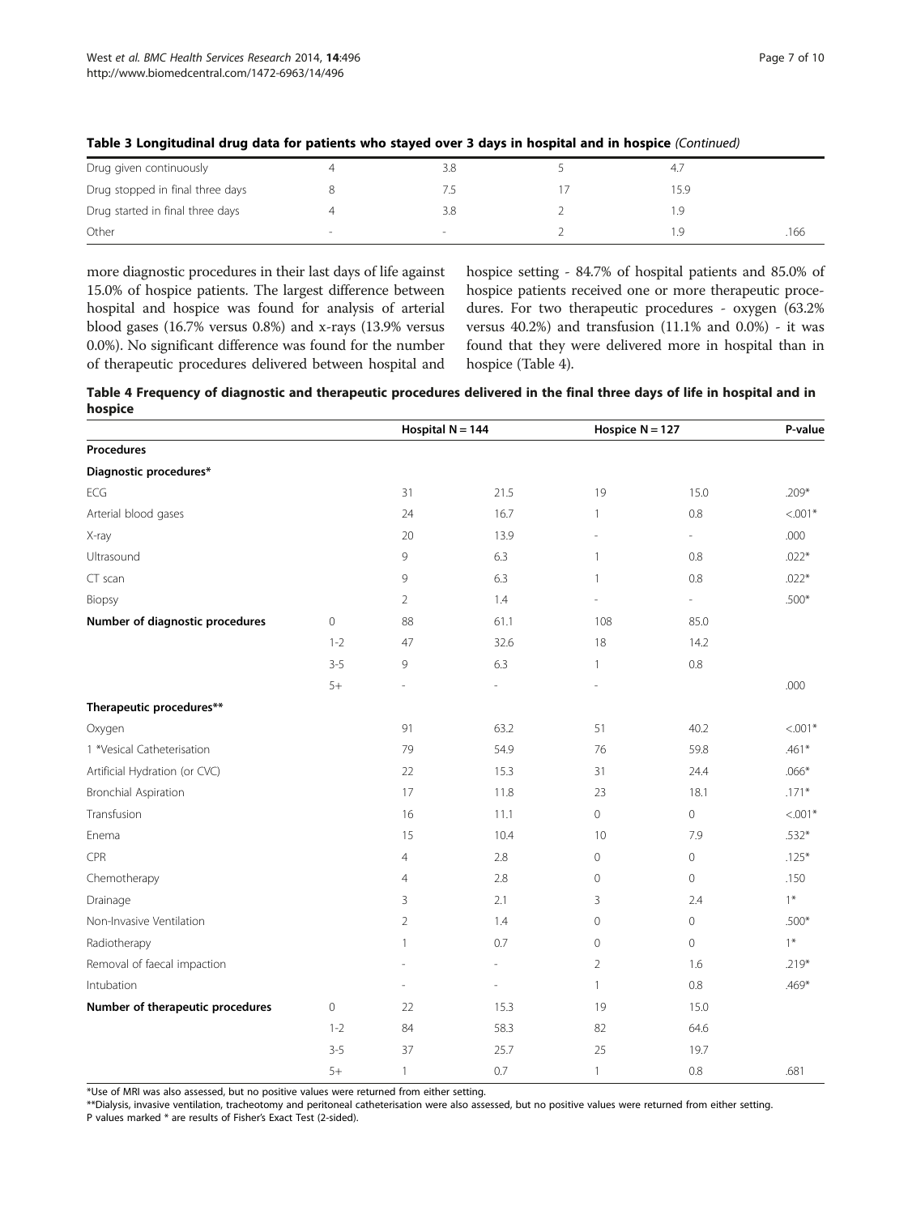**Table 3 Longitudinal drug data for patients who stayed over 3 days in hospital and in hospice** *(Continued)*

| | | | | | |
|---|---|---|---|---|---|
| Drug given continuously | 4 | 3.8 | 5 | 4.7 | |
| Drug stopped in final three days | 8 | 7.5 | 17 | 15.9 | |
| Drug started in final three days | 4 | 3.8 | 2 | 1.9 | |
| Other | - | - | 2 | 1.9 | .166 |

more diagnostic procedures in their last days of life against 15.0% of hospice patients. The largest difference between hospital and hospice was found for analysis of arterial blood gases (16.7% versus 0.8%) and x-rays (13.9% versus 0.0%). No significant difference was found for the number of therapeutic procedures delivered between hospital and hospice setting - 84.7% of hospital patients and 85.0% of hospice patients received one or more therapeutic procedures. For two therapeutic procedures - oxygen (63.2% versus 40.2%) and transfusion (11.1% and 0.0%) - it was found that they were delivered more in hospital than in hospice (Table 4).

**Table 4 Frequency of diagnostic and therapeutic procedures delivered in the final three days of life in hospital and in hospice**

| | | Hospital N = 144 | | Hospice N = 127 | | P-value |
|---|---|---|---|---|---|---|
| **Procedures** | | | | | | |
| **Diagnostic procedures*** | | | | | | |
| ECG | | 31 | 21.5 | 19 | 15.0 | .209* |
| Arterial blood gases | | 24 | 16.7 | 1 | 0.8 | <.001* |
| X-ray | | 20 | 13.9 | - | - | .000 |
| Ultrasound | | 9 | 6.3 | 1 | 0.8 | .022* |
| CT scan | | 9 | 6.3 | 1 | 0.8 | .022* |
| Biopsy | | 2 | 1.4 | - | - | .500* |
| **Number of diagnostic procedures** | 0 | 88 | 61.1 | 108 | 85.0 | |
| | 1-2 | 47 | 32.6 | 18 | 14.2 | |
| | 3-5 | 9 | 6.3 | 1 | 0.8 | |
| | 5+ | - | - | - | | .000 |
| **Therapeutic procedures**** | | | | | | |
| Oxygen | | 91 | 63.2 | 51 | 40.2 | <.001* |
| 1 *Vesical Catheterisation | | 79 | 54.9 | 76 | 59.8 | .461* |
| Artificial Hydration (or CVC) | | 22 | 15.3 | 31 | 24.4 | .066* |
| Bronchial Aspiration | | 17 | 11.8 | 23 | 18.1 | .171* |
| Transfusion | | 16 | 11.1 | 0 | 0 | <.001* |
| Enema | | 15 | 10.4 | 10 | 7.9 | .532* |
| CPR | | 4 | 2.8 | 0 | 0 | .125* |
| Chemotherapy | | 4 | 2.8 | 0 | 0 | .150 |
| Drainage | | 3 | 2.1 | 3 | 2.4 | 1* |
| Non-Invasive Ventilation | | 2 | 1.4 | 0 | 0 | .500* |
| Radiotherapy | | 1 | 0.7 | 0 | 0 | 1* |
| Removal of faecal impaction | | - | - | 2 | 1.6 | .219* |
| Intubation | | - | - | 1 | 0.8 | .469* |
| **Number of therapeutic procedures** | 0 | 22 | 15.3 | 19 | 15.0 | |
| | 1-2 | 84 | 58.3 | 82 | 64.6 | |
| | 3-5 | 37 | 25.7 | 25 | 19.7 | |
| | 5+ | 1 | 0.7 | 1 | 0.8 | .681 |

*Use of MRI was also assessed, but no positive values were returned from either setting.

**Dialysis, invasive ventilation, tracheotomy and peritoneal catheterisation were also assessed, but no positive values were returned from either setting.

P values marked * are results of Fisher's Exact Test (2-sided).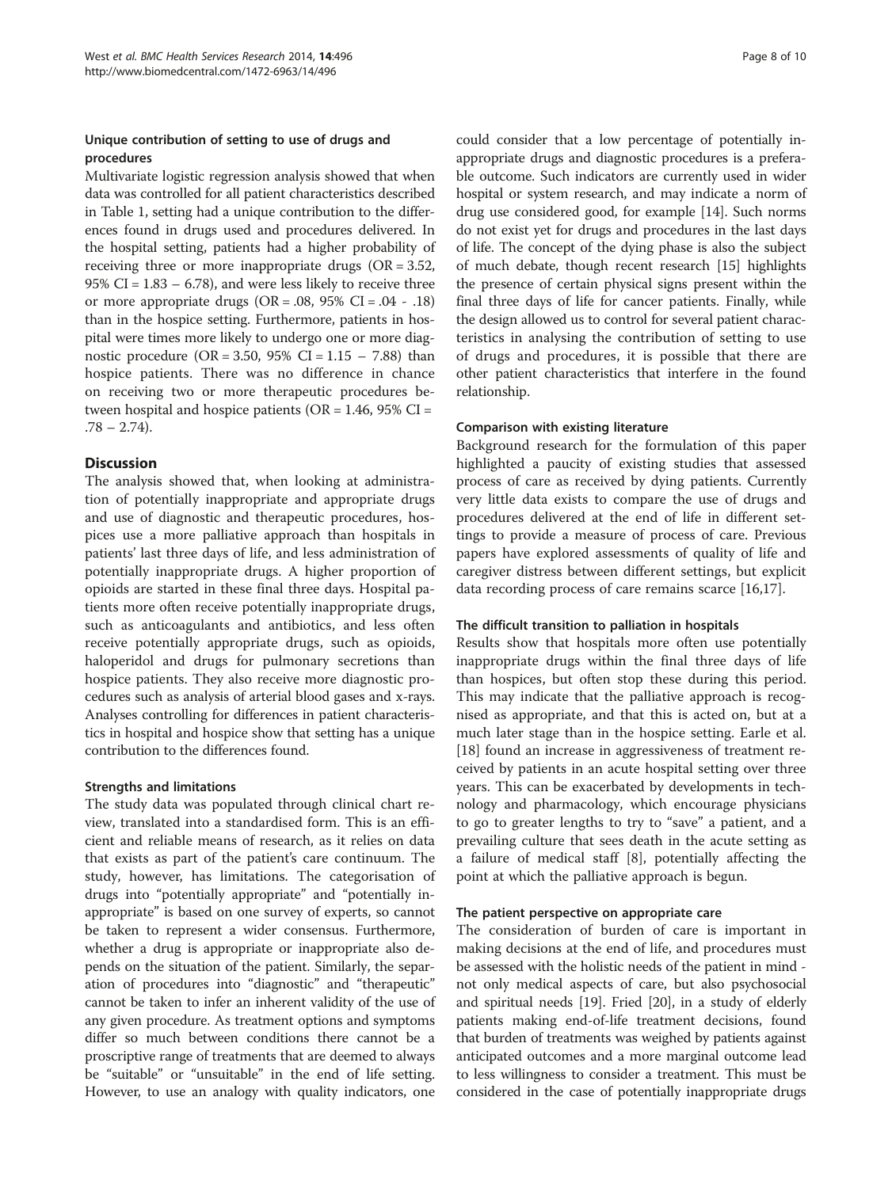#### Unique contribution of setting to use of drugs and procedures

Multivariate logistic regression analysis showed that when data was controlled for all patient characteristics described in Table 1, setting had a unique contribution to the differences found in drugs used and procedures delivered. In the hospital setting, patients had a higher probability of receiving three or more inappropriate drugs (OR = 3.52, 95% CI = 1.83 – 6.78), and were less likely to receive three or more appropriate drugs (OR = .08, 95% CI = .04 - .18) than in the hospice setting. Furthermore, patients in hospital were times more likely to undergo one or more diagnostic procedure (OR = 3.50, 95% CI = 1.15 – 7.88) than hospice patients. There was no difference in chance on receiving two or more therapeutic procedures between hospital and hospice patients (OR = 1.46, 95% CI = .78 – 2.74).

## Discussion

The analysis showed that, when looking at administration of potentially inappropriate and appropriate drugs and use of diagnostic and therapeutic procedures, hospices use a more palliative approach than hospitals in patients' last three days of life, and less administration of potentially inappropriate drugs. A higher proportion of opioids are started in these final three days. Hospital patients more often receive potentially inappropriate drugs, such as anticoagulants and antibiotics, and less often receive potentially appropriate drugs, such as opioids, haloperidol and drugs for pulmonary secretions than hospice patients. They also receive more diagnostic procedures such as analysis of arterial blood gases and x-rays. Analyses controlling for differences in patient characteristics in hospital and hospice show that setting has a unique contribution to the differences found.

#### Strengths and limitations

The study data was populated through clinical chart review, translated into a standardised form. This is an efficient and reliable means of research, as it relies on data that exists as part of the patient's care continuum. The study, however, has limitations. The categorisation of drugs into "potentially appropriate" and "potentially inappropriate" is based on one survey of experts, so cannot be taken to represent a wider consensus. Furthermore, whether a drug is appropriate or inappropriate also depends on the situation of the patient. Similarly, the separation of procedures into "diagnostic" and "therapeutic" cannot be taken to infer an inherent validity of the use of any given procedure. As treatment options and symptoms differ so much between conditions there cannot be a proscriptive range of treatments that are deemed to always be "suitable" or "unsuitable" in the end of life setting. However, to use an analogy with quality indicators, one could consider that a low percentage of potentially inappropriate drugs and diagnostic procedures is a preferable outcome. Such indicators are currently used in wider hospital or system research, and may indicate a norm of drug use considered good, for example [14]. Such norms do not exist yet for drugs and procedures in the last days of life. The concept of the dying phase is also the subject of much debate, though recent research [15] highlights the presence of certain physical signs present within the final three days of life for cancer patients. Finally, while the design allowed us to control for several patient characteristics in analysing the contribution of setting to use of drugs and procedures, it is possible that there are other patient characteristics that interfere in the found relationship.

#### Comparison with existing literature

Background research for the formulation of this paper highlighted a paucity of existing studies that assessed process of care as received by dying patients. Currently very little data exists to compare the use of drugs and procedures delivered at the end of life in different settings to provide a measure of process of care. Previous papers have explored assessments of quality of life and caregiver distress between different settings, but explicit data recording process of care remains scarce [16,17].

#### The difficult transition to palliation in hospitals

Results show that hospitals more often use potentially inappropriate drugs within the final three days of life than hospices, but often stop these during this period. This may indicate that the palliative approach is recognised as appropriate, and that this is acted on, but at a much later stage than in the hospice setting. Earle et al. [18] found an increase in aggressiveness of treatment received by patients in an acute hospital setting over three years. This can be exacerbated by developments in technology and pharmacology, which encourage physicians to go to greater lengths to try to "save" a patient, and a prevailing culture that sees death in the acute setting as a failure of medical staff [8], potentially affecting the point at which the palliative approach is begun.

#### The patient perspective on appropriate care

The consideration of burden of care is important in making decisions at the end of life, and procedures must be assessed with the holistic needs of the patient in mind - not only medical aspects of care, but also psychosocial and spiritual needs [19]. Fried [20], in a study of elderly patients making end-of-life treatment decisions, found that burden of treatments was weighed by patients against anticipated outcomes and a more marginal outcome lead to less willingness to consider a treatment. This must be considered in the case of potentially inappropriate drugs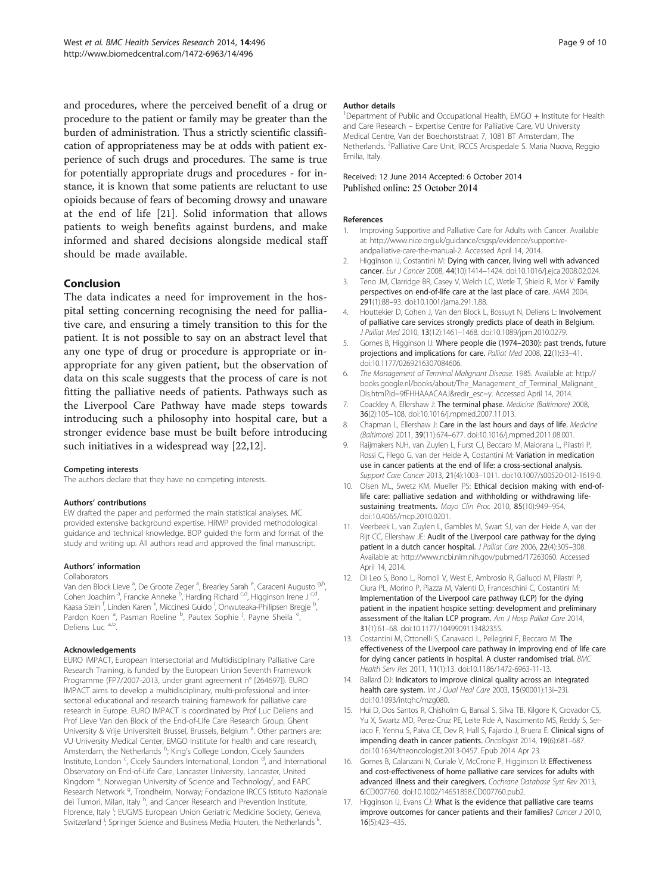and procedures, where the perceived benefit of a drug or procedure to the patient or family may be greater than the burden of administration. Thus a strictly scientific classification of appropriateness may be at odds with patient experience of such drugs and procedures. The same is true for potentially appropriate drugs and procedures - for instance, it is known that some patients are reluctant to use opioids because of fears of becoming drowsy and unaware at the end of life [21]. Solid information that allows patients to weigh benefits against burdens, and make informed and shared decisions alongside medical staff should be made available.

## Conclusion

The data indicates a need for improvement in the hospital setting concerning recognising the need for palliative care, and ensuring a timely transition to this for the patient. It is not possible to say on an abstract level that any one type of drug or procedure is appropriate or inappropriate for any given patient, but the observation of data on this scale suggests that the process of care is not fitting the palliative needs of patients. Pathways such as the Liverpool Care Pathway have made steps towards introducing such a philosophy into hospital care, but a stronger evidence base must be built before introducing such initiatives in a widespread way [22,12].

#### Competing interests

The authors declare that they have no competing interests.

#### Authors' contributions

EW drafted the paper and performed the main statistical analyses. MC provided extensive background expertise. HRWP provided methodological guidance and technical knowledge. BOP guided the form and format of the study and writing up. All authors read and approved the final manuscript.

#### Authors' information

Collaborators

Van den Block Lieve [a], De Groote Zeger [a], Brearley Sarah [e], Caraceni Augusto [g,h], Cohen Joachim [a], Francke Anneke [b], Harding Richard [c,d], Higginson Irene J [c,d], Kaasa Stein [f], Linden Karen [k], Miccinesi Guido [i], Onwuteaka-Philipsen Bregje [b], Pardon Koen [a], Pasman Roeline [b], Pautex Sophie [j], Payne Sheila [e], Deliens Luc [a,b].

#### Acknowledgements

EURO IMPACT, European Intersectorial and Multidisciplinary Palliative Care Research Training, is funded by the European Union Seventh Framework Programme (FP7/2007-2013, under grant agreement n° [264697]). EURO IMPACT aims to develop a multidisciplinary, multi-professional and inter-sectorial educational and research training framework for palliative care research in Europe. EURO IMPACT is coordinated by Prof Luc Deliens and Prof Lieve Van den Block of the End-of-Life Care Research Group, Ghent University & Vrije Universiteit Brussel, Brussels, Belgium [a]. Other partners are: VU University Medical Center, EMGO Institute for health and care research, Amsterdam, the Netherlands [b]; King's College London, Cicely Saunders Institute, London [c], Cicely Saunders International, London [d], and International Observatory on End-of-Life Care, Lancaster University, Lancaster, United Kingdom [e]; Norwegian University of Science and Technology[f], and EAPC Research Network [g], Trondheim, Norway; Fondazione IRCCS Istituto Nazionale dei Tumori, Milan, Italy [h], and Cancer Research and Prevention Institute, Florence, Italy [i]; EUGMS European Union Geriatric Medicine Society, Geneva, Switzerland [j]; Springer Science and Business Media, Houten, the Netherlands [k].

#### Author details

[1]Department of Public and Occupational Health, EMGO + Institute for Health and Care Research – Expertise Centre for Palliative Care, VU University Medical Centre, Van der Boechorststraat 7, 1081 BT Amsterdam, The Netherlands. [2]Palliative Care Unit, IRCCS Arcispedale S. Maria Nuova, Reggio Emilia, Italy.

Received: 12 June 2014 Accepted: 6 October 2014
Published online: 25 October 2014

#### References

1. Improving Supportive and Palliative Care for Adults with Cancer. Available at: http://www.nice.org.uk/guidance/csgsp/evidence/supportive-andpalliative-care-the-manual-2. Accessed April 14, 2014.
2. Higginson IJ, Costantini M: **Dying with cancer, living well with advanced cancer.** *Eur J Cancer* 2008, **44**(10):1414–1424. doi:10.1016/j.ejca.2008.02.024.
3. Teno JM, Clarridge BR, Casey V, Welch LC, Wetle T, Shield R, Mor V: **Family perspectives on end-of-life care at the last place of care.** *JAMA* 2004, **291**(1):88–93. doi:10.1001/jama.291.1.88.
4. Houttekier D, Cohen J, Van den Block L, Bossuyt N, Deliens L: **Involvement of palliative care services strongly predicts place of death in Belgium.** *J Palliat Med* 2010, **13**(12):1461–1468. doi:10.1089/jpm.2010.0279.
5. Gomes B, Higginson IJ: **Where people die (1974–2030): past trends, future projections and implications for care.** *Palliat Med* 2008, **22**(1):33–41. doi:10.1177/0269216307084606.
6. *The Management of Terminal Malignant Disease*. 1985. Available at: http://books.google.nl/books/about/The_Management_of_Terminal_Malignant_Dis.html?id=9fFHHAAACAAJ&redir_esc=y. Accessed April 14, 2014.
7. Coackley A, Ellershaw J: **The terminal phase.** *Medicine (Baltimore)* 2008, **36**(2):105–108. doi:10.1016/j.mpmed.2007.11.013.
8. Chapman L, Ellershaw J: **Care in the last hours and days of life.** *Medicine (Baltimore)* 2011, **39**(11):674–677. doi:10.1016/j.mpmed.2011.08.001.
9. Raijmakers NJH, van Zuylen L, Furst CJ, Beccaro M, Maiorana L, Pilastri P, Rossi C, Flego G, van der Heide A, Costantini M: **Variation in medication use in cancer patients at the end of life: a cross-sectional analysis.** *Support Care Cancer* 2013, **21**(4):1003–1011. doi:10.1007/s00520-012-1619-0.
10. Olsen ML, Swetz KM, Mueller PS: **Ethical decision making with end-of-life care: palliative sedation and withholding or withdrawing life-sustaining treatments.** *Mayo Clin Proc* 2010, **85**(10):949–954. doi:10.4065/mcp.2010.0201.
11. Veerbeek L, van Zuylen L, Gambles M, Swart SJ, van der Heide A, van der Rijt CC, Ellershaw JE: **Audit of the Liverpool care pathway for the dying patient in a dutch cancer hospital.** *J Palliat Care* 2006, **22**(4):305–308. Available at: http://www.ncbi.nlm.nih.gov/pubmed/17263060. Accessed April 14, 2014.
12. Di Leo S, Bono L, Romoli V, West E, Ambrosio R, Gallucci M, Pilastri P, Ciura PL, Morino P, Piazza M, Valenti D, Franceschini C, Costantini M: **Implementation of the Liverpool care pathway (LCP) for the dying patient in the inpatient hospice setting: development and preliminary assessment of the Italian LCP program.** *Am J Hosp Palliat Care* 2014, **31**(1):61–68. doi:10.1177/1049909113482355.
13. Costantini M, Ottonelli S, Canavacci L, Pellegrini F, Beccaro M: **The effectiveness of the Liverpool care pathway in improving end of life care for dying cancer patients in hospital. A cluster randomised trial.** *BMC Health Serv Res* 2011, **11**(1):13. doi:10.1186/1472-6963-11-13.
14. Ballard DJ: **Indicators to improve clinical quality across an integrated health care system.** *Int J Qual Heal Care* 2003, **15**(90001):13i–23i. doi:10.1093/intqhc/mzg080.
15. Hui D, Dos Santos R, Chisholm G, Bansal S, Silva TB, Kilgore K, Crovador CS, Yu X, Swartz MD, Perez-Cruz PE, Leite Rde A, Nascimento MS, Reddy S, Seriaco F, Yennu S, Paiva CE, Dev R, Hall S, Fajardo J, Bruera E: **Clinical signs of impending death in cancer patients.** *Oncologist* 2014, **19**(6):681–687. doi:10.1634/theoncologist.2013-0457. Epub 2014 Apr 23.
16. Gomes B, Calanzani N, Curiale V, McCrone P, Higginson IJ: **Effectiveness and cost-effectiveness of home palliative care services for adults with advanced illness and their caregivers.** *Cochrane Database Syst Rev* 2013, **6**:CD007760. doi:10.1002/14651858.CD007760.pub2.
17. Higginson IJ, Evans CJ: **What is the evidence that palliative care teams improve outcomes for cancer patients and their families?** *Cancer J* 2010, **16**(5):423–435.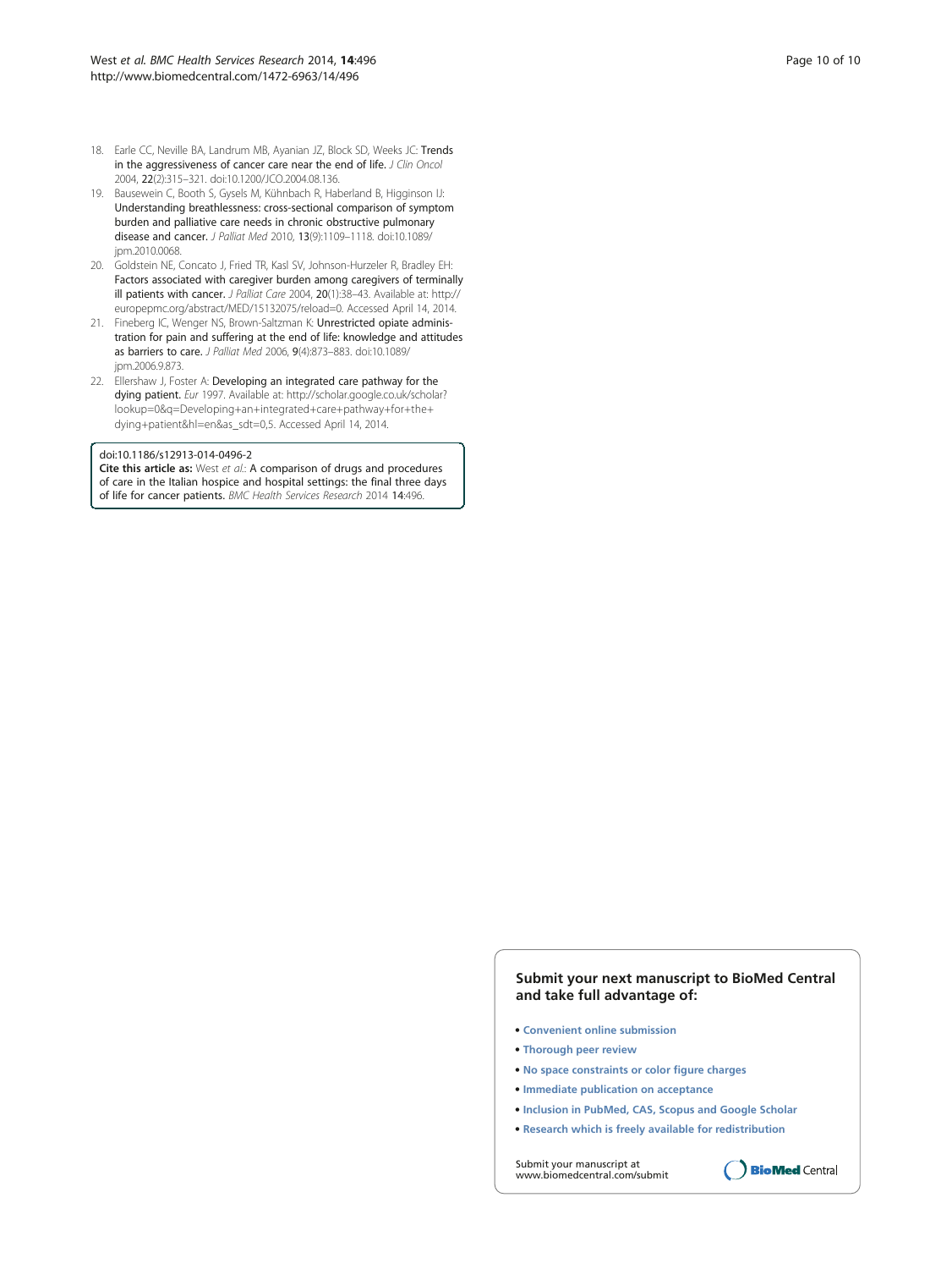18. Earle CC, Neville BA, Landrum MB, Ayanian JZ, Block SD, Weeks JC: **Trends in the aggressiveness of cancer care near the end of life.** *J Clin Oncol* 2004, **22**(2):315–321. doi:10.1200/JCO.2004.08.136.
19. Bausewein C, Booth S, Gysels M, Kühnbach R, Haberland B, Higginson IJ: **Understanding breathlessness: cross-sectional comparison of symptom burden and palliative care needs in chronic obstructive pulmonary disease and cancer.** *J Palliat Med* 2010, **13**(9):1109–1118. doi:10.1089/jpm.2010.0068.
20. Goldstein NE, Concato J, Fried TR, Kasl SV, Johnson-Hurzeler R, Bradley EH: **Factors associated with caregiver burden among caregivers of terminally ill patients with cancer.** *J Palliat Care* 2004, **20**(1):38–43. Available at: http://europepmc.org/abstract/MED/15132075/reload=0. Accessed April 14, 2014.
21. Fineberg IC, Wenger NS, Brown-Saltzman K: **Unrestricted opiate administration for pain and suffering at the end of life: knowledge and attitudes as barriers to care.** *J Palliat Med* 2006, **9**(4):873–883. doi:10.1089/jpm.2006.9.873.
22. Ellershaw J, Foster A: **Developing an integrated care pathway for the dying patient.** *Eur* 1997. Available at: http://scholar.google.co.uk/scholar?lookup=0&q=Developing+an+integrated+care+pathway+for+the+dying+patient&hl=en&as_sdt=0,5. Accessed April 14, 2014.

doi:10.1186/s12913-014-0496-2
**Cite this article as:** West *et al.*: A comparison of drugs and procedures of care in the Italian hospice and hospital settings: the final three days of life for cancer patients. *BMC Health Services Research* 2014 **14**:496.